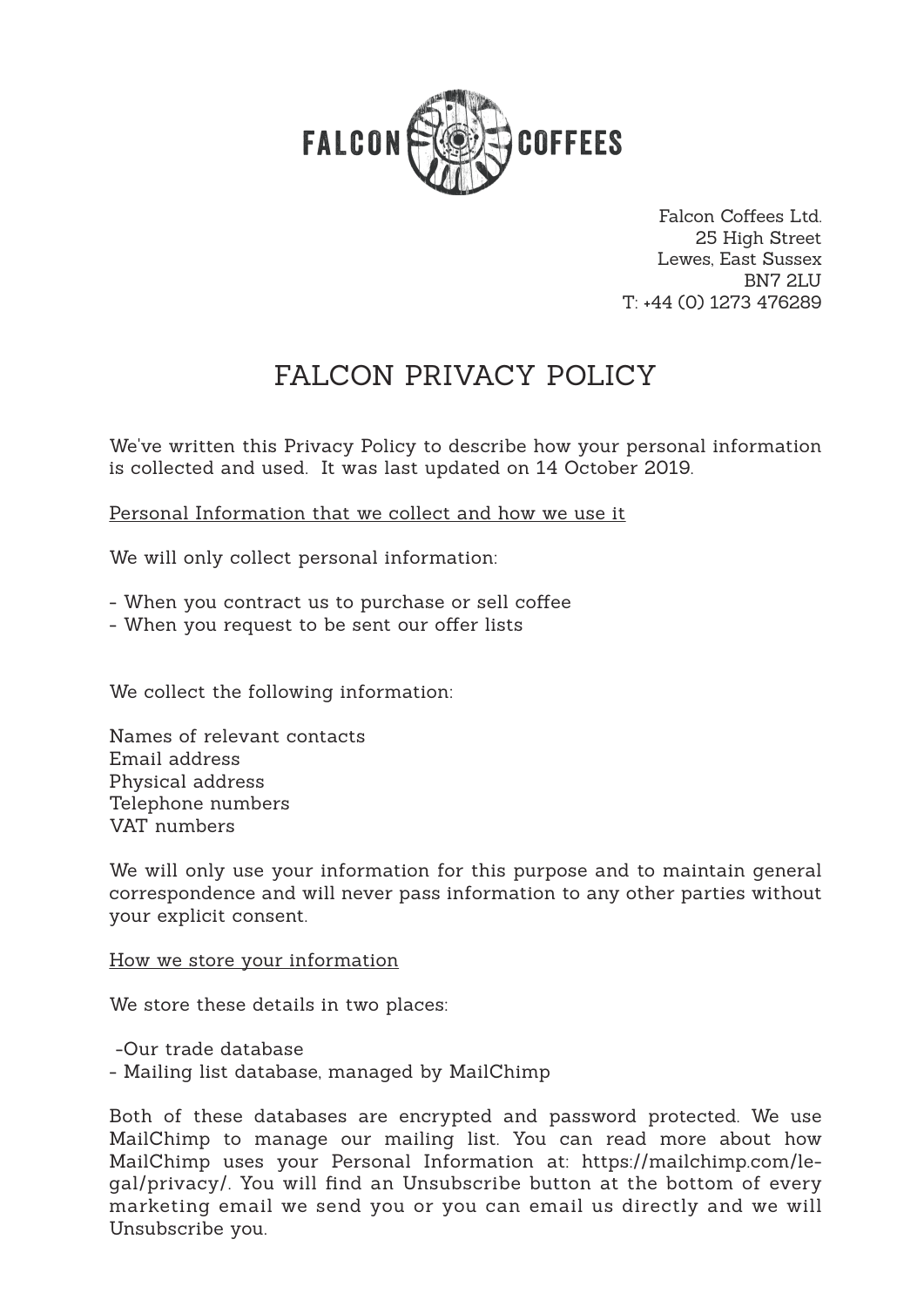FALCON COFFEES

Falcon Coffees Ltd.
25 High Street
Lewes, East Sussex
BN7 2LU
T: +44 (0) 1273 476289

# FALCON PRIVACY POLICY

We've written this Privacy Policy to describe how your personal information is collected and used. It was last updated on 14 October 2019.

## Personal Information that we collect and how we use it

We will only collect personal information:

- When you contract us to purchase or sell coffee
- When you request to be sent our offer lists

We collect the following information:

Names of relevant contacts
Email address
Physical address
Telephone numbers
VAT numbers

We will only use your information for this purpose and to maintain general correspondence and will never pass information to any other parties without your explicit consent.

## How we store your information

We store these details in two places:

- Our trade database
- Mailing list database, managed by MailChimp

Both of these databases are encrypted and password protected. We use MailChimp to manage our mailing list. You can read more about how MailChimp uses your Personal Information at: https://mailchimp.com/legal/privacy/. You will find an Unsubscribe button at the bottom of every marketing email we send you or you can email us directly and we will Unsubscribe you.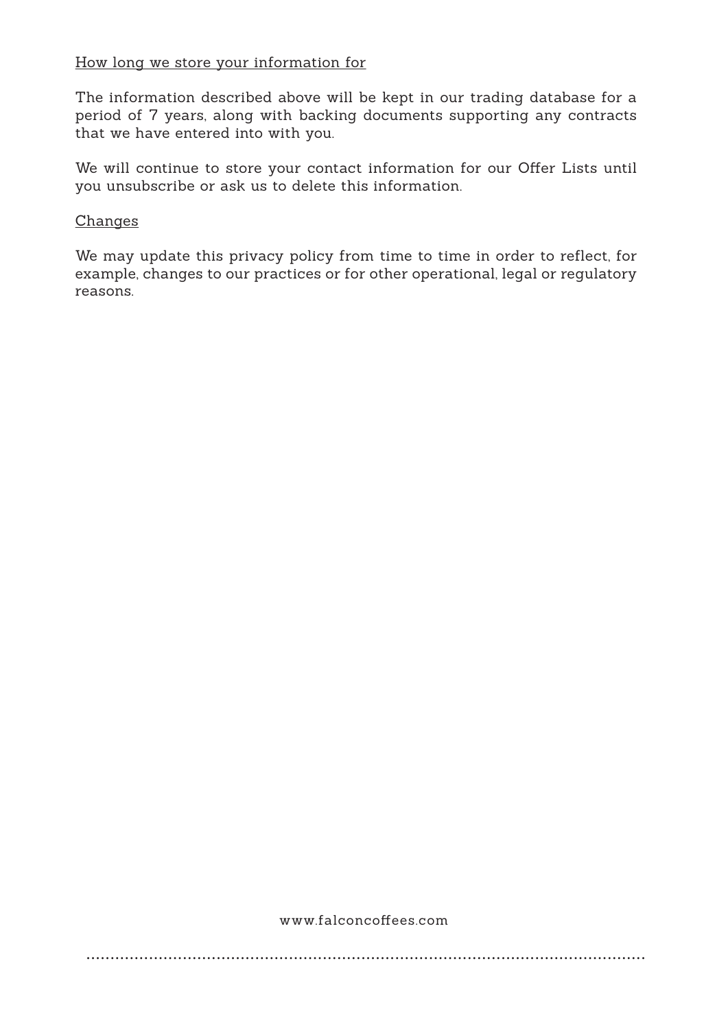## How long we store your information for

The information described above will be kept in our trading database for a period of 7 years, along with backing documents supporting any contracts that we have entered into with you.

We will continue to store your contact information for our Offer Lists until you unsubscribe or ask us to delete this information.

## Changes

We may update this privacy policy from time to time in order to reflect, for example, changes to our practices or for other operational, legal or regulatory reasons.